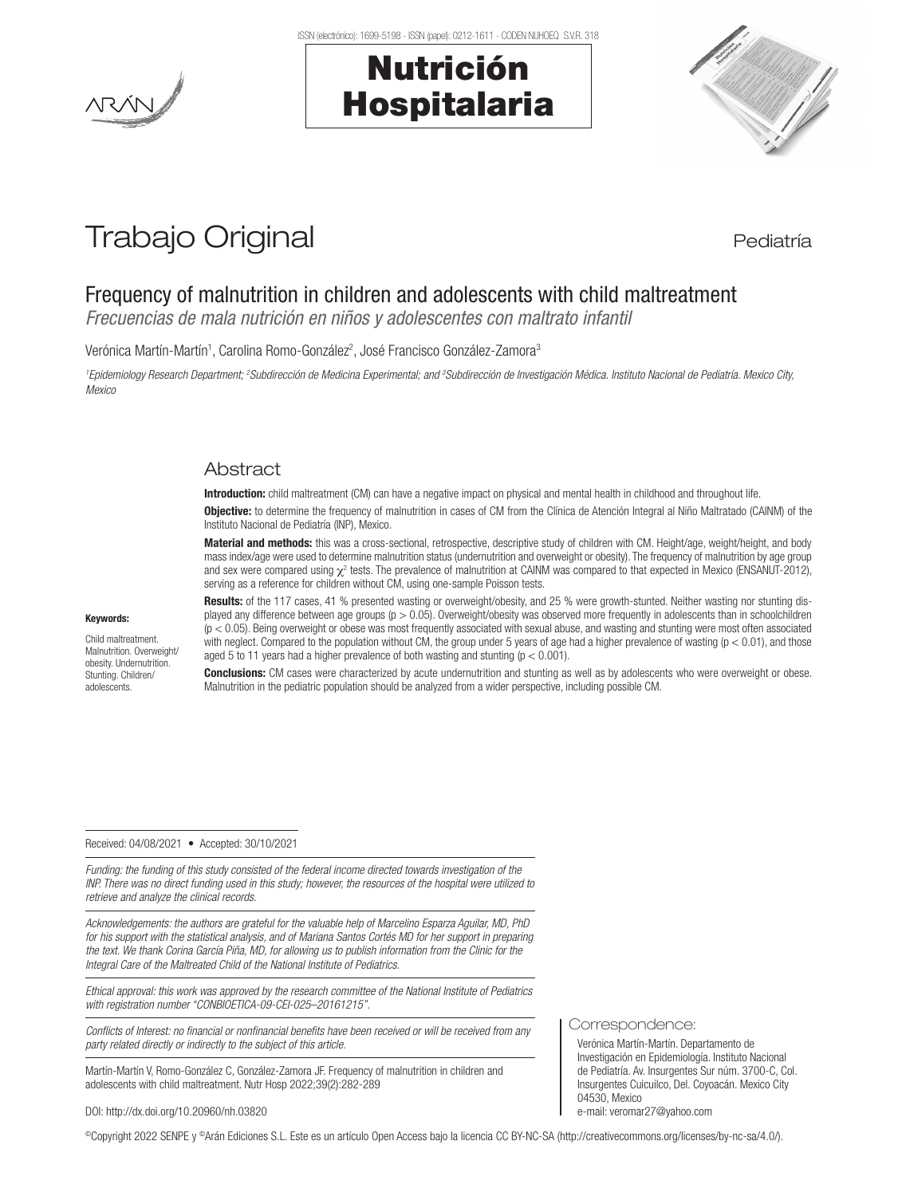# Trabajo Original

Pediatría

## Frequency of malnutrition in children and adolescents with child maltreatment

*Frecuencias de mala nutrición en niños y adolescentes con maltrato infantil*

Verónica Martín-Martín[1], Carolina Romo-González[2], José Francisco González-Zamora[3]

*[1]Epidemiology Research Department; [2]Subdirección de Medicina Experimental; and [3]Subdirección de Investigación Médica. Instituto Nacional de Pediatría. Mexico City, Mexico*

### Abstract

**Introduction:** child maltreatment (CM) can have a negative impact on physical and mental health in childhood and throughout life.

**Objective:** to determine the frequency of malnutrition in cases of CM from the Clínica de Atención Integral al Niño Maltratado (CAINM) of the Instituto Nacional de Pediatría (INP), Mexico.

**Material and methods:** this was a cross-sectional, retrospective, descriptive study of children with CM. Height/age, weight/height, and body mass index/age were used to determine malnutrition status (undernutrition and overweight or obesity). The frequency of malnutrition by age group and sex were compared using $\chi^2$ tests. The prevalence of malnutrition at CAINM was compared to that expected in Mexico (ENSANUT-2012), serving as a reference for children without CM, using one-sample Poisson tests.

**Results:** of the 117 cases, 41 % presented wasting or overweight/obesity, and 25 % were growth-stunted. Neither wasting nor stunting displayed any difference between age groups ($p > 0.05$). Overweight/obesity was observed more frequently in adolescents than in schoolchildren ($p < 0.05$). Being overweight or obese was most frequently associated with sexual abuse, and wasting and stunting were most often associated with neglect. Compared to the population without CM, the group under 5 years of age had a higher prevalence of wasting ($p < 0.01$), and those aged 5 to 11 years had a higher prevalence of both wasting and stunting ($p < 0.001$).

**Conclusions:** CM cases were characterized by acute undernutrition and stunting as well as by adolescents who were overweight or obese. Malnutrition in the pediatric population should be analyzed from a wider perspective, including possible CM.

**Keywords:**

Child maltreatment. Malnutrition. Overweight/obesity. Undernutrition. Stunting. Children/adolescents.

Received: 04/08/2021 • Accepted: 30/10/2021

*Funding: the funding of this study consisted of the federal income directed towards investigation of the INP. There was no direct funding used in this study; however, the resources of the hospital were utilized to retrieve and analyze the clinical records.*

*Acknowledgements: the authors are grateful for the valuable help of Marcelino Esparza Aguilar, MD, PhD for his support with the statistical analysis, and of Mariana Santos Cortés MD for her support in preparing the text. We thank Corina García Piña, MD, for allowing us to publish information from the Clinic for the Integral Care of the Maltreated Child of the National Institute of Pediatrics.*

*Ethical approval: this work was approved by the research committee of the National Institute of Pediatrics with registration number "CONBIOETICA-09-CEI-025–20161215".*

*Conflicts of Interest: no financial or nonfinancial benefits have been received or will be received from any party related directly or indirectly to the subject of this article.*

Martín-Martín V, Romo-González C, González-Zamora JF. Frequency of malnutrition in children and adolescents with child maltreatment. Nutr Hosp 2022;39(2):282-289

DOI: http://dx.doi.org/10.20960/nh.03820

**Correspondence:**

Verónica Martín-Martín. Departamento de Investigación en Epidemiología. Instituto Nacional de Pediatría. Av. Insurgentes Sur núm. 3700-C, Col. Insurgentes Cuicuilco, Del. Coyoacán. Mexico City 04530, Mexico
e-mail: veromar27@yahoo.com

©Copyright 2022 SENPE y ©Arán Ediciones S.L. Este es un artículo Open Access bajo la licencia CC BY-NC-SA (http://creativecommons.org/licenses/by-nc-sa/4.0/).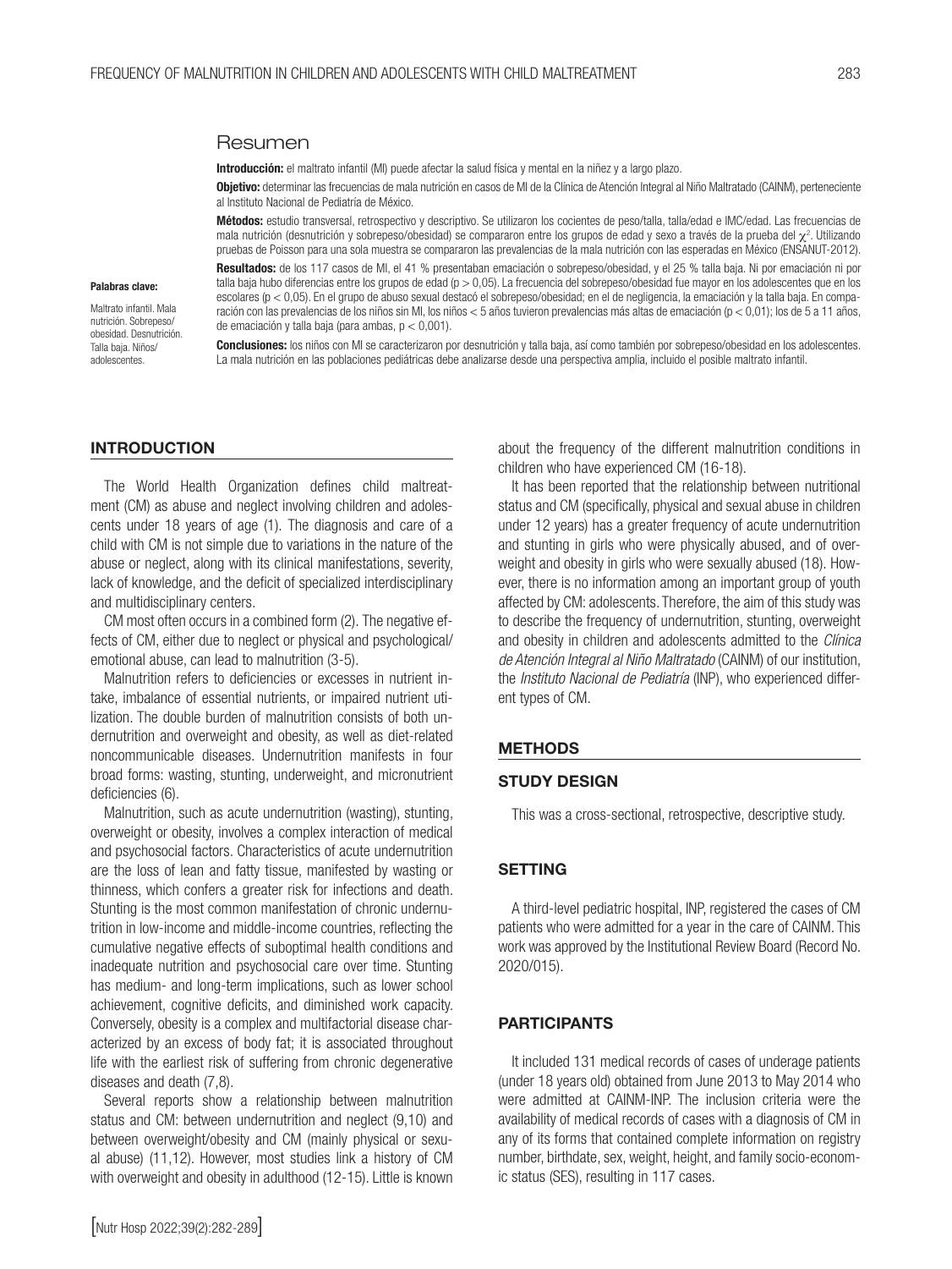## Resumen

**Introducción:** el maltrato infantil (MI) puede afectar la salud física y mental en la niñez y a largo plazo.

**Objetivo:** determinar las frecuencias de mala nutrición en casos de MI de la Clínica de Atención Integral al Niño Maltratado (CAINM), perteneciente al Instituto Nacional de Pediatría de México.

**Métodos:** estudio transversal, retrospectivo y descriptivo. Se utilizaron los cocientes de peso/talla, talla/edad e IMC/edad. Las frecuencias de mala nutrición (desnutrición y sobrepeso/obesidad) se compararon entre los grupos de edad y sexo a través de la prueba del $\chi^2$. Utilizando pruebas de Poisson para una sola muestra se compararon las prevalencias de la mala nutrición con las esperadas en México (ENSANUT-2012).

**Resultados:** de los 117 casos de MI, el 41 % presentaban emaciación o sobrepeso/obesidad, y el 25 % talla baja. Ni por emaciación ni por talla baja hubo diferencias entre los grupos de edad ($p > 0,05$). La frecuencia del sobrepeso/obesidad fue mayor en los adolescentes que en los escolares ($p < 0,05$). En el grupo de abuso sexual destacó el sobrepeso/obesidad; en el de negligencia, la emaciación y la talla baja. En comparación con las prevalencias de los niños sin MI, los niños < 5 años tuvieron prevalencias más altas de emaciación ($p < 0,01$); los de 5 a 11 años, de emaciación y talla baja (para ambas, $p < 0,001$).

**Conclusiones:** los niños con MI se caracterizaron por desnutrición y talla baja, así como también por sobrepeso/obesidad en los adolescentes. La mala nutrición en las poblaciones pediátricas debe analizarse desde una perspectiva amplia, incluido el posible maltrato infantil.

**Palabras clave:**

Maltrato infantil. Mala nutrición. Sobrepeso/obesidad. Desnutrición. Talla baja. Niños/adolescentes.

## INTRODUCTION

The World Health Organization defines child maltreatment (CM) as abuse and neglect involving children and adolescents under 18 years of age (1). The diagnosis and care of a child with CM is not simple due to variations in the nature of the abuse or neglect, along with its clinical manifestations, severity, lack of knowledge, and the deficit of specialized interdisciplinary and multidisciplinary centers.

CM most often occurs in a combined form (2). The negative effects of CM, either due to neglect or physical and psychological/emotional abuse, can lead to malnutrition (3-5).

Malnutrition refers to deficiencies or excesses in nutrient intake, imbalance of essential nutrients, or impaired nutrient utilization. The double burden of malnutrition consists of both undernutrition and overweight and obesity, as well as diet-related noncommunicable diseases. Undernutrition manifests in four broad forms: wasting, stunting, underweight, and micronutrient deficiencies (6).

Malnutrition, such as acute undernutrition (wasting), stunting, overweight or obesity, involves a complex interaction of medical and psychosocial factors. Characteristics of acute undernutrition are the loss of lean and fatty tissue, manifested by wasting or thinness, which confers a greater risk for infections and death. Stunting is the most common manifestation of chronic undernutrition in low-income and middle-income countries, reflecting the cumulative negative effects of suboptimal health conditions and inadequate nutrition and psychosocial care over time. Stunting has medium- and long-term implications, such as lower school achievement, cognitive deficits, and diminished work capacity. Conversely, obesity is a complex and multifactorial disease characterized by an excess of body fat; it is associated throughout life with the earliest risk of suffering from chronic degenerative diseases and death (7,8).

Several reports show a relationship between malnutrition status and CM: between undernutrition and neglect (9,10) and between overweight/obesity and CM (mainly physical or sexual abuse) (11,12). However, most studies link a history of CM with overweight and obesity in adulthood (12-15). Little is known about the frequency of the different malnutrition conditions in children who have experienced CM (16-18).

It has been reported that the relationship between nutritional status and CM (specifically, physical and sexual abuse in children under 12 years) has a greater frequency of acute undernutrition and stunting in girls who were physically abused, and of overweight and obesity in girls who were sexually abused (18). However, there is no information among an important group of youth affected by CM: adolescents. Therefore, the aim of this study was to describe the frequency of undernutrition, stunting, overweight and obesity in children and adolescents admitted to the *Clínica de Atención Integral al Niño Maltratado* (CAINM) of our institution, the *Instituto Nacional de Pediatría* (INP), who experienced different types of CM.

## METHODS

### STUDY DESIGN

This was a cross-sectional, retrospective, descriptive study.

### SETTING

A third-level pediatric hospital, INP, registered the cases of CM patients who were admitted for a year in the care of CAINM. This work was approved by the Institutional Review Board (Record No. 2020/015).

### PARTICIPANTS

It included 131 medical records of cases of underage patients (under 18 years old) obtained from June 2013 to May 2014 who were admitted at CAINM-INP. The inclusion criteria were the availability of medical records of cases with a diagnosis of CM in any of its forms that contained complete information on registry number, birthdate, sex, weight, height, and family socio-economic status (SES), resulting in 117 cases.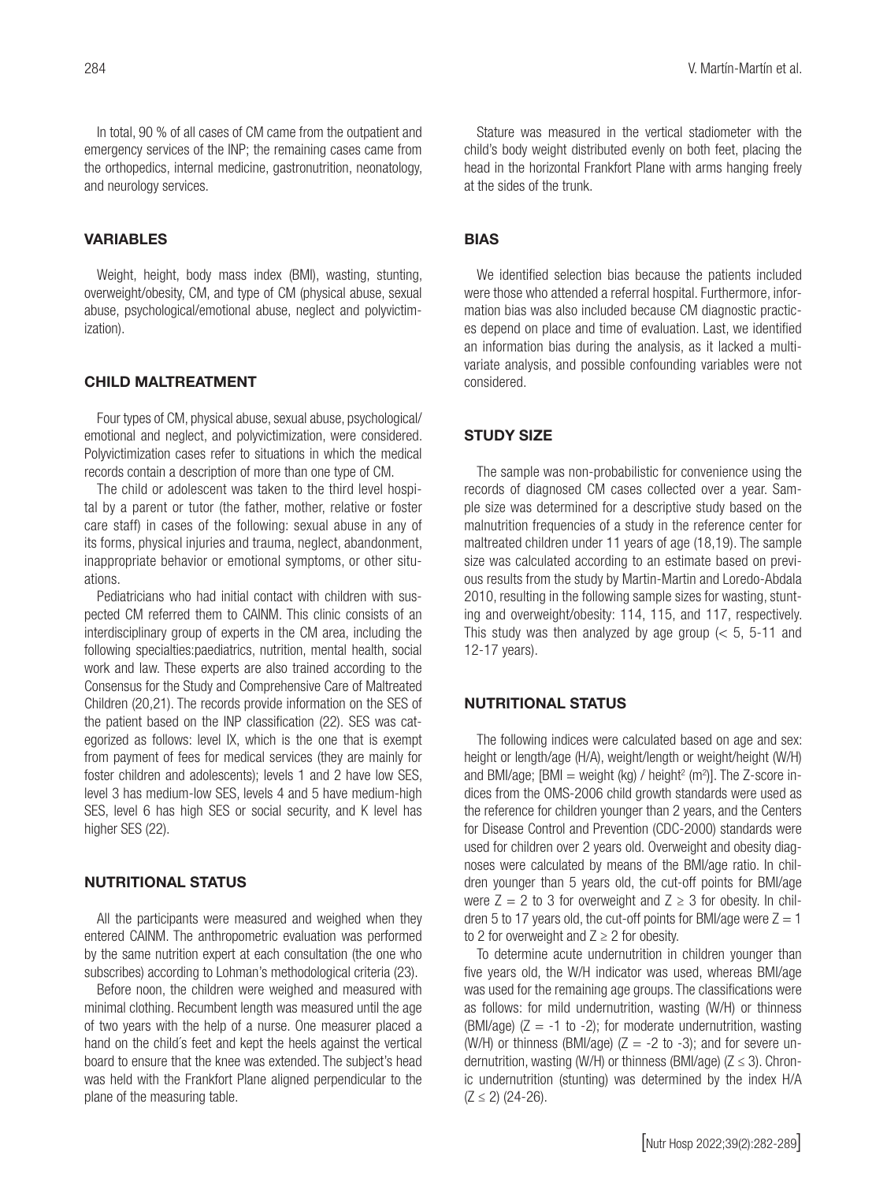In total, 90 % of all cases of CM came from the outpatient and emergency services of the INP; the remaining cases came from the orthopedics, internal medicine, gastronutrition, neonatology, and neurology services.

## VARIABLES

Weight, height, body mass index (BMI), wasting, stunting, overweight/obesity, CM, and type of CM (physical abuse, sexual abuse, psychological/emotional abuse, neglect and polyvictimization).

## CHILD MALTREATMENT

Four types of CM, physical abuse, sexual abuse, psychological/emotional and neglect, and polyvictimization, were considered. Polyvictimization cases refer to situations in which the medical records contain a description of more than one type of CM.

The child or adolescent was taken to the third level hospital by a parent or tutor (the father, mother, relative or foster care staff) in cases of the following: sexual abuse in any of its forms, physical injuries and trauma, neglect, abandonment, inappropriate behavior or emotional symptoms, or other situations.

Pediatricians who had initial contact with children with suspected CM referred them to CAINM. This clinic consists of an interdisciplinary group of experts in the CM area, including the following specialties:paediatrics, nutrition, mental health, social work and law. These experts are also trained according to the Consensus for the Study and Comprehensive Care of Maltreated Children (20,21). The records provide information on the SES of the patient based on the INP classification (22). SES was categorized as follows: level IX, which is the one that is exempt from payment of fees for medical services (they are mainly for foster children and adolescents); levels 1 and 2 have low SES, level 3 has medium-low SES, levels 4 and 5 have medium-high SES, level 6 has high SES or social security, and K level has higher SES (22).

## NUTRITIONAL STATUS

All the participants were measured and weighed when they entered CAINM. The anthropometric evaluation was performed by the same nutrition expert at each consultation (the one who subscribes) according to Lohman's methodological criteria (23).

Before noon, the children were weighed and measured with minimal clothing. Recumbent length was measured until the age of two years with the help of a nurse. One measurer placed a hand on the child´s feet and kept the heels against the vertical board to ensure that the knee was extended. The subject's head was held with the Frankfort Plane aligned perpendicular to the plane of the measuring table.

Stature was measured in the vertical stadiometer with the child's body weight distributed evenly on both feet, placing the head in the horizontal Frankfort Plane with arms hanging freely at the sides of the trunk.

## BIAS

We identified selection bias because the patients included were those who attended a referral hospital. Furthermore, information bias was also included because CM diagnostic practices depend on place and time of evaluation. Last, we identified an information bias during the analysis, as it lacked a multivariate analysis, and possible confounding variables were not considered.

## STUDY SIZE

The sample was non-probabilistic for convenience using the records of diagnosed CM cases collected over a year. Sample size was determined for a descriptive study based on the malnutrition frequencies of a study in the reference center for maltreated children under 11 years of age (18,19). The sample size was calculated according to an estimate based on previous results from the study by Martin-Martin and Loredo-Abdala 2010, resulting in the following sample sizes for wasting, stunting and overweight/obesity: 114, 115, and 117, respectively. This study was then analyzed by age group (< 5, 5-11 and 12-17 years).

## NUTRITIONAL STATUS

The following indices were calculated based on age and sex: height or length/age (H/A), weight/length or weight/height (W/H) and BMI/age; [BMI = weight (kg) / height$^2$ (m$^2$)]. The Z-score indices from the OMS-2006 child growth standards were used as the reference for children younger than 2 years, and the Centers for Disease Control and Prevention (CDC-2000) standards were used for children over 2 years old. Overweight and obesity diagnoses were calculated by means of the BMI/age ratio. In children younger than 5 years old, the cut-off points for BMI/age were $Z = 2$ to 3 for overweight and $Z \geq 3$ for obesity. In children 5 to 17 years old, the cut-off points for BMI/age were $Z = 1$ to 2 for overweight and $Z \geq 2$ for obesity.

To determine acute undernutrition in children younger than five years old, the W/H indicator was used, whereas BMI/age was used for the remaining age groups. The classifications were as follows: for mild undernutrition, wasting (W/H) or thinness (BMI/age) ($Z = -1$ to $-2$); for moderate undernutrition, wasting (W/H) or thinness (BMI/age) ($Z = -2$ to $-3$); and for severe undernutrition, wasting (W/H) or thinness (BMI/age) ($Z \leq 3$). Chronic undernutrition (stunting) was determined by the index H/A ($Z \leq 2$) (24-26).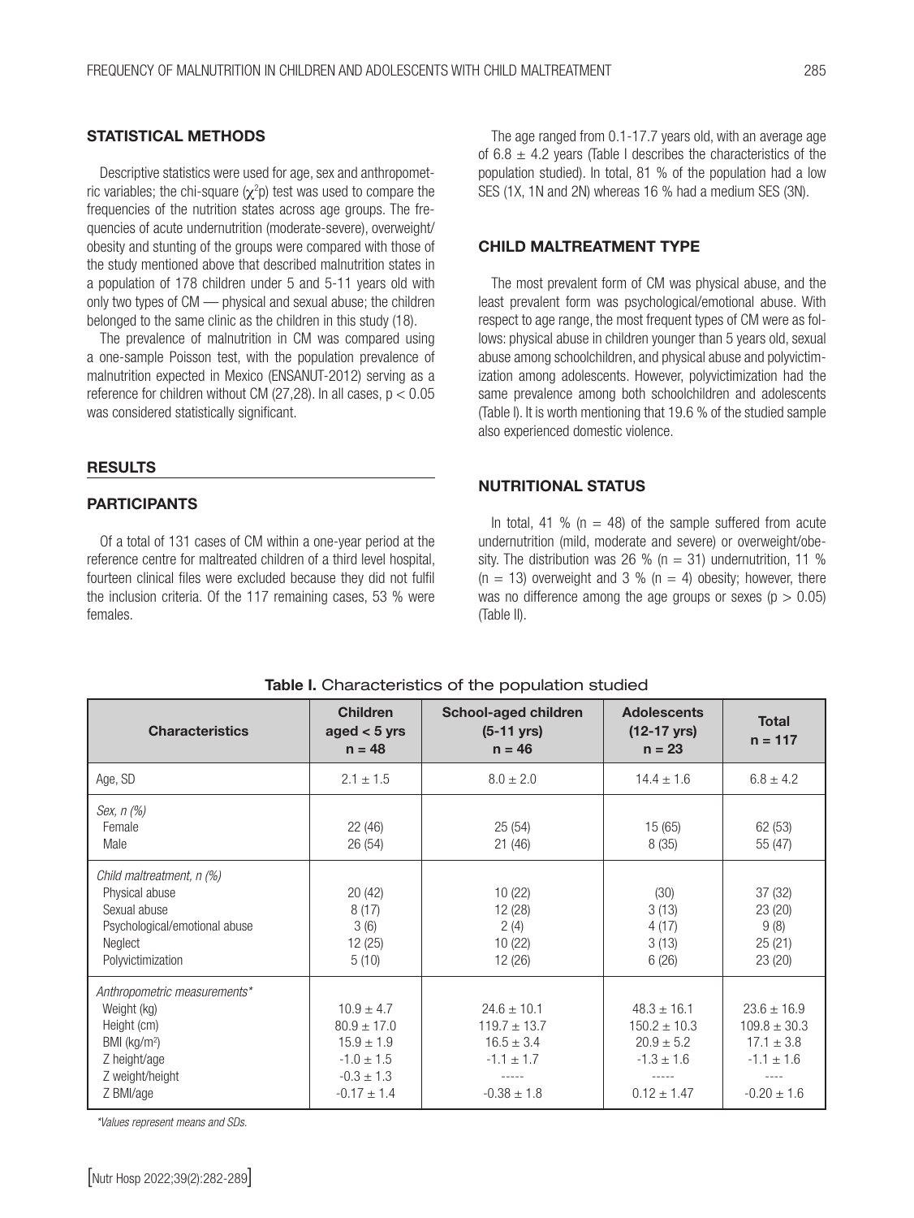## STATISTICAL METHODS

Descriptive statistics were used for age, sex and anthropometric variables; the chi-square ($\chi^2$p) test was used to compare the frequencies of the nutrition states across age groups. The frequencies of acute undernutrition (moderate-severe), overweight/obesity and stunting of the groups were compared with those of the study mentioned above that described malnutrition states in a population of 178 children under 5 and 5-11 years old with only two types of CM — physical and sexual abuse; the children belonged to the same clinic as the children in this study (18).

The prevalence of malnutrition in CM was compared using a one-sample Poisson test, with the population prevalence of malnutrition expected in Mexico (ENSANUT-2012) serving as a reference for children without CM (27,28). In all cases, $p < 0.05$ was considered statistically significant.

## RESULTS

### PARTICIPANTS

Of a total of 131 cases of CM within a one-year period at the reference centre for maltreated children of a third level hospital, fourteen clinical files were excluded because they did not fulfil the inclusion criteria. Of the 117 remaining cases, 53 % were females.

The age ranged from 0.1-17.7 years old, with an average age of 6.8 ± 4.2 years (Table I describes the characteristics of the population studied). In total, 81 % of the population had a low SES (1X, 1N and 2N) whereas 16 % had a medium SES (3N).

### CHILD MALTREATMENT TYPE

The most prevalent form of CM was physical abuse, and the least prevalent form was psychological/emotional abuse. With respect to age range, the most frequent types of CM were as follows: physical abuse in children younger than 5 years old, sexual abuse among schoolchildren, and physical abuse and polyvictimization among adolescents. However, polyvictimization had the same prevalence among both schoolchildren and adolescents (Table I). It is worth mentioning that 19.6 % of the studied sample also experienced domestic violence.

### NUTRITIONAL STATUS

In total, 41 % (n = 48) of the sample suffered from acute undernutrition (mild, moderate and severe) or overweight/obesity. The distribution was 26 % (n = 31) undernutrition, 11 % (n = 13) overweight and 3 % (n = 4) obesity; however, there was no difference among the age groups or sexes ($p > 0.05$) (Table II).

**Table I.** Characteristics of the population studied

| Characteristics | Children aged < 5 yrs n = 48 | School-aged children (5-11 yrs) n = 46 | Adolescents (12-17 yrs) n = 23 | Total n = 117 |
|---|---|---|---|---|
| Age, SD | 2.1 ± 1.5 | 8.0 ± 2.0 | 14.4 ± 1.6 | 6.8 ± 4.2 |
| *Sex, n (%)* | | | | |
| Female | 22 (46) | 25 (54) | 15 (65) | 62 (53) |
| Male | 26 (54) | 21 (46) | 8 (35) | 55 (47) |
| *Child maltreatment, n (%)* | | | | |
| Physical abuse | 20 (42) | 10 (22) | (30) | 37 (32) |
| Sexual abuse | 8 (17) | 12 (28) | 3 (13) | 23 (20) |
| Psychological/emotional abuse | 3 (6) | 2 (4) | 4 (17) | 9 (8) |
| Neglect | 12 (25) | 10 (22) | 3 (13) | 25 (21) |
| Polyvictimization | 5 (10) | 12 (26) | 6 (26) | 23 (20) |
| *Anthropometric measurements\** | | | | |
| Weight (kg) | 10.9 ± 4.7 | 24.6 ± 10.1 | 48.3 ± 16.1 | 23.6 ± 16.9 |
| Height (cm) | 80.9 ± 17.0 | 119.7 ± 13.7 | 150.2 ± 10.3 | 109.8 ± 30.3 |
| BMI (kg/m²) | 15.9 ± 1.9 | 16.5 ± 3.4 | 20.9 ± 5.2 | 17.1 ± 3.8 |
| Z height/age | -1.0 ± 1.5 | -1.1 ± 1.7 | -1.3 ± 1.6 | -1.1 ± 1.6 |
| Z weight/height | -0.3 ± 1.3 | ----- | ----- | ---- |
| Z BMI/age | -0.17 ± 1.4 | -0.38 ± 1.8 | 0.12 ± 1.47 | -0.20 ± 1.6 |

*\*Values represent means and SDs.*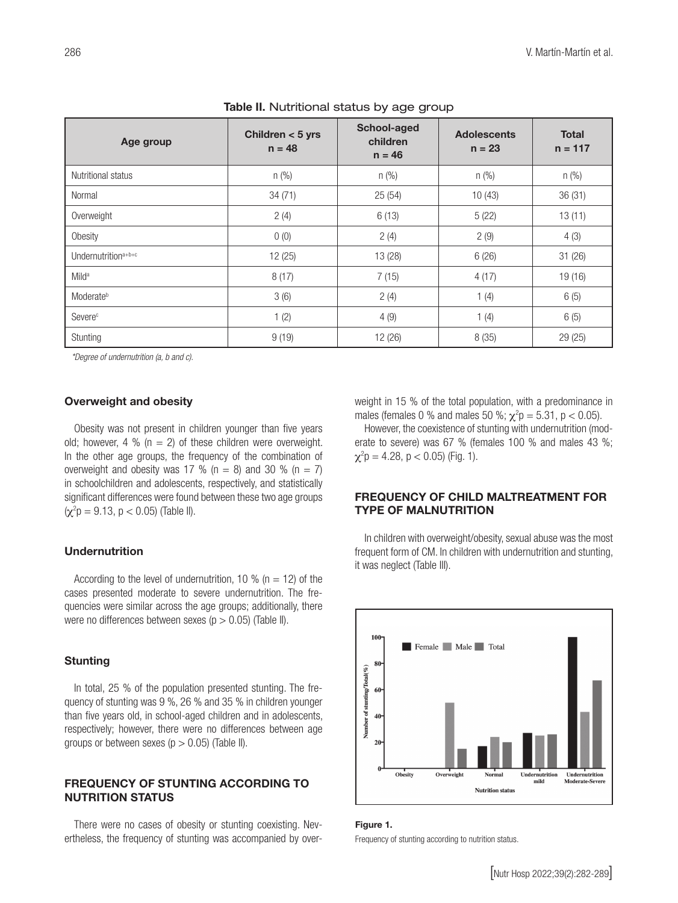**Table II.** Nutritional status by age group

| Age group | Children < 5 yrs n = 48 | School-aged children n = 46 | Adolescents n = 23 | Total n = 117 |
|---|---|---|---|---|
| Nutritional status | n (%) | n (%) | n (%) | n (%) |
| Normal | 34 (71) | 25 (54) | 10 (43) | 36 (31) |
| Overweight | 2 (4) | 6 (13) | 5 (22) | 13 (11) |
| Obesity | 0 (0) | 2 (4) | 2 (9) | 4 (3) |
| Undernutrition[a+b+c] | 12 (25) | 13 (28) | 6 (26) | 31 (26) |
| Mild[a] | 8 (17) | 7 (15) | 4 (17) | 19 (16) |
| Moderate[b] | 3 (6) | 2 (4) | 1 (4) | 6 (5) |
| Severe[c] | 1 (2) | 4 (9) | 1 (4) | 6 (5) |
| Stunting | 9 (19) | 12 (26) | 8 (35) | 29 (25) |

*\*Degree of undernutrition (a, b and c).*

### Overweight and obesity

Obesity was not present in children younger than five years old; however, 4 % (n = 2) of these children were overweight. In the other age groups, the frequency of the combination of overweight and obesity was 17 % (n = 8) and 30 % (n = 7) in schoolchildren and adolescents, respectively, and statistically significant differences were found between these two age groups ($\chi^2$p = 9.13, $p < 0.05$) (Table II).

### Undernutrition

According to the level of undernutrition, 10 % (n = 12) of the cases presented moderate to severe undernutrition. The frequencies were similar across the age groups; additionally, there were no differences between sexes ($p > 0.05$) (Table II).

### Stunting

In total, 25 % of the population presented stunting. The frequency of stunting was 9 %, 26 % and 35 % in children younger than five years old, in school-aged children and in adolescents, respectively; however, there were no differences between age groups or between sexes ($p > 0.05$) (Table II).

## FREQUENCY OF STUNTING ACCORDING TO NUTRITION STATUS

There were no cases of obesity or stunting coexisting. Nevertheless, the frequency of stunting was accompanied by overweight in 15 % of the total population, with a predominance in males (females 0 % and males 50 %; $\chi^2$p = 5.31, $p < 0.05$).

However, the coexistence of stunting with undernutrition (moderate to severe) was 67 % (females 100 % and males 43 %; $\chi^2$p = 4.28, $p < 0.05$) (Fig. 1).

## FREQUENCY OF CHILD MALTREATMENT FOR TYPE OF MALNUTRITION

In children with overweight/obesity, sexual abuse was the most frequent form of CM. In children with undernutrition and stunting, it was neglect (Table III).

**Figure 1.**

Frequency of stunting according to nutrition status.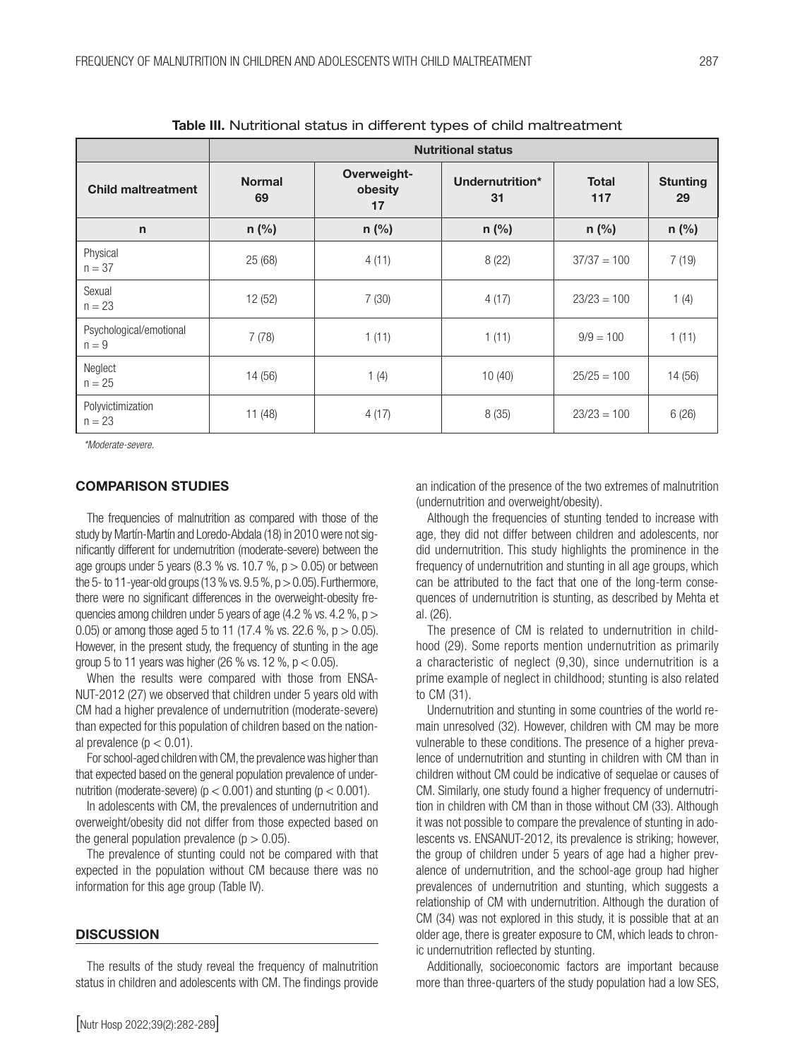**Table III.** Nutritional status in different types of child maltreatment

| | Nutritional status | | | | |
|---|---|---|---|---|---|
| **Child maltreatment** | **Normal 69** | **Overweight-obesity 17** | **Undernutrition* 31** | **Total 117** | **Stunting 29** |
| **n** | **n (%)** | **n (%)** | **n (%)** | **n (%)** | **n (%)** |
| Physical n = 37 | 25 (68) | 4 (11) | 8 (22) | 37/37 = 100 | 7 (19) |
| Sexual n = 23 | 12 (52) | 7 (30) | 4 (17) | 23/23 = 100 | 1 (4) |
| Psychological/emotional n = 9 | 7 (78) | 1 (11) | 1 (11) | 9/9 = 100 | 1 (11) |
| Neglect n = 25 | 14 (56) | 1 (4) | 10 (40) | 25/25 = 100 | 14 (56) |
| Polyvictimization n = 23 | 11 (48) | 4 (17) | 8 (35) | 23/23 = 100 | 6 (26) |

*\*Moderate-severe.*

## COMPARISON STUDIES

The frequencies of malnutrition as compared with those of the study by Martín-Martín and Loredo-Abdala (18) in 2010 were not significantly different for undernutrition (moderate-severe) between the age groups under 5 years (8.3 % vs. 10.7 %, $p > 0.05$) or between the 5- to 11-year-old groups (13 % vs. 9.5 %, $p > 0.05$). Furthermore, there were no significant differences in the overweight-obesity frequencies among children under 5 years of age (4.2 % vs. 4.2 %, $p > 0.05$) or among those aged 5 to 11 (17.4 % vs. 22.6 %, $p > 0.05$). However, in the present study, the frequency of stunting in the age group 5 to 11 years was higher (26 % vs. 12 %, $p < 0.05$).

When the results were compared with those from ENSANUT-2012 (27) we observed that children under 5 years old with CM had a higher prevalence of undernutrition (moderate-severe) than expected for this population of children based on the national prevalence ($p < 0.01$).

For school-aged children with CM, the prevalence was higher than that expected based on the general population prevalence of undernutrition (moderate-severe) ($p < 0.001$) and stunting ($p < 0.001$).

In adolescents with CM, the prevalences of undernutrition and overweight/obesity did not differ from those expected based on the general population prevalence ($p > 0.05$).

The prevalence of stunting could not be compared with that expected in the population without CM because there was no information for this age group (Table IV).

## DISCUSSION

The results of the study reveal the frequency of malnutrition status in children and adolescents with CM. The findings provide an indication of the presence of the two extremes of malnutrition (undernutrition and overweight/obesity).

Although the frequencies of stunting tended to increase with age, they did not differ between children and adolescents, nor did undernutrition. This study highlights the prominence in the frequency of undernutrition and stunting in all age groups, which can be attributed to the fact that one of the long-term consequences of undernutrition is stunting, as described by Mehta et al. (26).

The presence of CM is related to undernutrition in childhood (29). Some reports mention undernutrition as primarily a characteristic of neglect (9,30), since undernutrition is a prime example of neglect in childhood; stunting is also related to CM (31).

Undernutrition and stunting in some countries of the world remain unresolved (32). However, children with CM may be more vulnerable to these conditions. The presence of a higher prevalence of undernutrition and stunting in children with CM than in children without CM could be indicative of sequelae or causes of CM. Similarly, one study found a higher frequency of undernutrition in children with CM than in those without CM (33). Although it was not possible to compare the prevalence of stunting in adolescents vs. ENSANUT-2012, its prevalence is striking; however, the group of children under 5 years of age had a higher prevalence of undernutrition, and the school-age group had higher prevalences of undernutrition and stunting, which suggests a relationship of CM with undernutrition. Although the duration of CM (34) was not explored in this study, it is possible that at an older age, there is greater exposure to CM, which leads to chronic undernutrition reflected by stunting.

Additionally, socioeconomic factors are important because more than three-quarters of the study population had a low SES,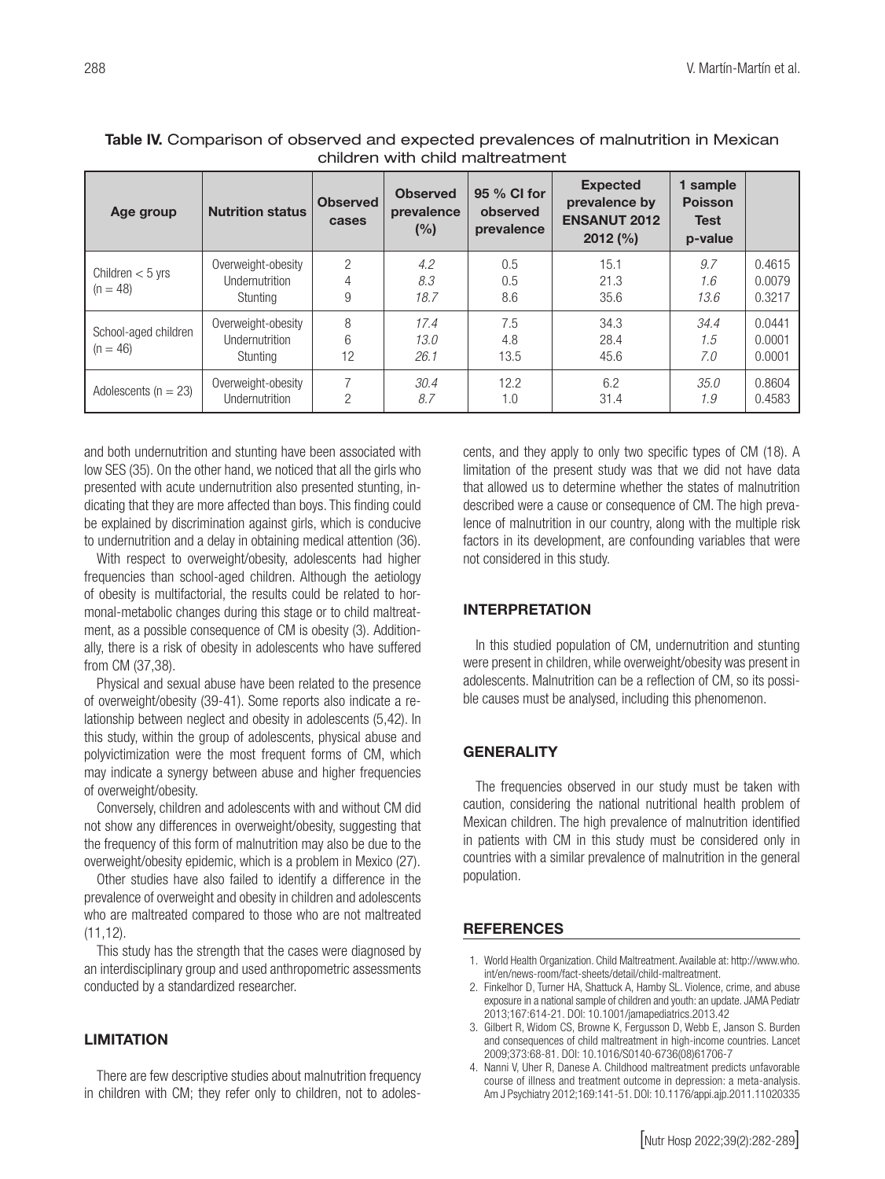**Table IV.** Comparison of observed and expected prevalences of malnutrition in Mexican children with child maltreatment

| Age group | Nutrition status | Observed cases | Observed prevalence (%) | 95 % CI for observed prevalence | Expected prevalence by ENSANUT 2012 2012 (%) | 1 sample Poisson Test p-value | |
|---|---|---|---|---|---|---|---|
| Children < 5 yrs (n = 48) | Overweight-obesity | 2 | *4.2* | 0.5 | 15.1 | *9.7* | 0.4615 |
| | Undernutrition | 4 | *8.3* | 0.5 | 21.3 | *1.6* | 0.0079 |
| | Stunting | 9 | *18.7* | 8.6 | 35.6 | *13.6* | 0.3217 |
| School-aged children (n = 46) | Overweight-obesity | 8 | *17.4* | 7.5 | 34.3 | *34.4* | 0.0441 |
| | Undernutrition | 6 | *13.0* | 4.8 | 28.4 | *1.5* | 0.0001 |
| | Stunting | 12 | *26.1* | 13.5 | 45.6 | *7.0* | 0.0001 |
| Adolescents (n = 23) | Overweight-obesity | 7 | *30.4* | 12.2 | 6.2 | *35.0* | 0.8604 |
| | Undernutrition | 2 | *8.7* | 1.0 | 31.4 | *1.9* | 0.4583 |

and both undernutrition and stunting have been associated with low SES (35). On the other hand, we noticed that all the girls who presented with acute undernutrition also presented stunting, indicating that they are more affected than boys. This finding could be explained by discrimination against girls, which is conducive to undernutrition and a delay in obtaining medical attention (36).

With respect to overweight/obesity, adolescents had higher frequencies than school-aged children. Although the aetiology of obesity is multifactorial, the results could be related to hormonal-metabolic changes during this stage or to child maltreatment, as a possible consequence of CM is obesity (3). Additionally, there is a risk of obesity in adolescents who have suffered from CM (37,38).

Physical and sexual abuse have been related to the presence of overweight/obesity (39-41). Some reports also indicate a relationship between neglect and obesity in adolescents (5,42). In this study, within the group of adolescents, physical abuse and polyvictimization were the most frequent forms of CM, which may indicate a synergy between abuse and higher frequencies of overweight/obesity.

Conversely, children and adolescents with and without CM did not show any differences in overweight/obesity, suggesting that the frequency of this form of malnutrition may also be due to the overweight/obesity epidemic, which is a problem in Mexico (27).

Other studies have also failed to identify a difference in the prevalence of overweight and obesity in children and adolescents who are maltreated compared to those who are not maltreated (11,12).

This study has the strength that the cases were diagnosed by an interdisciplinary group and used anthropometric assessments conducted by a standardized researcher.

## LIMITATION

There are few descriptive studies about malnutrition frequency in children with CM; they refer only to children, not to adolescents, and they apply to only two specific types of CM (18). A limitation of the present study was that we did not have data that allowed us to determine whether the states of malnutrition described were a cause or consequence of CM. The high prevalence of malnutrition in our country, along with the multiple risk factors in its development, are confounding variables that were not considered in this study.

## INTERPRETATION

In this studied population of CM, undernutrition and stunting were present in children, while overweight/obesity was present in adolescents. Malnutrition can be a reflection of CM, so its possible causes must be analysed, including this phenomenon.

## GENERALITY

The frequencies observed in our study must be taken with caution, considering the national nutritional health problem of Mexican children. The high prevalence of malnutrition identified in patients with CM in this study must be considered only in countries with a similar prevalence of malnutrition in the general population.

## REFERENCES

1. World Health Organization. Child Maltreatment. Available at: http://www.who.int/en/news-room/fact-sheets/detail/child-maltreatment.
2. Finkelhor D, Turner HA, Shattuck A, Hamby SL. Violence, crime, and abuse exposure in a national sample of children and youth: an update. JAMA Pediatr 2013;167:614-21. DOI: 10.1001/jamapediatrics.2013.42
3. Gilbert R, Widom CS, Browne K, Fergusson D, Webb E, Janson S. Burden and consequences of child maltreatment in high-income countries. Lancet 2009;373:68-81. DOI: 10.1016/S0140-6736(08)61706-7
4. Nanni V, Uher R, Danese A. Childhood maltreatment predicts unfavorable course of illness and treatment outcome in depression: a meta-analysis. Am J Psychiatry 2012;169:141-51. DOI: 10.1176/appi.ajp.2011.11020335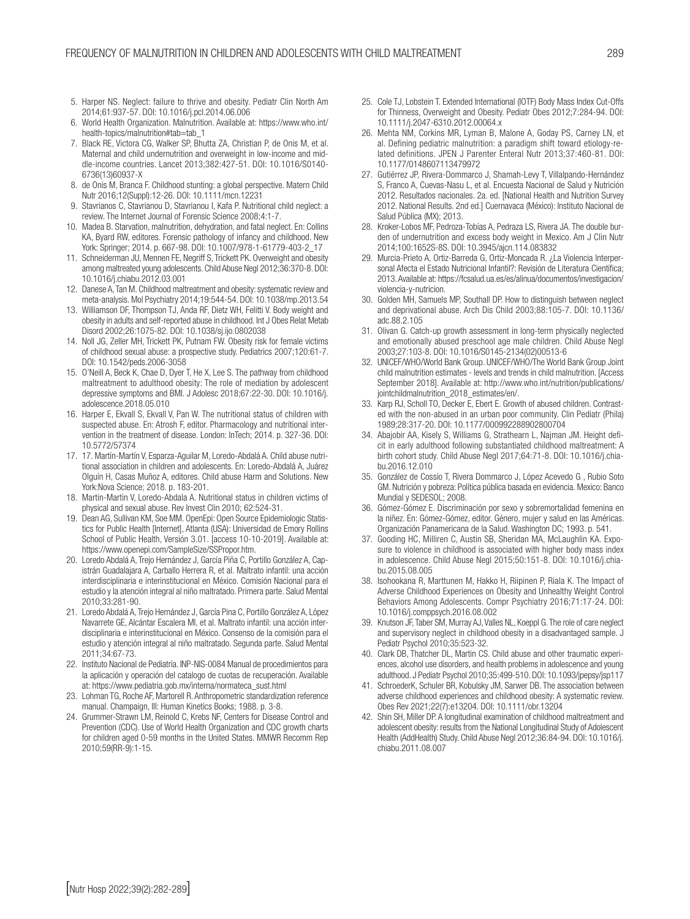5. Harper NS. Neglect: failure to thrive and obesity. Pediatr Clin North Am 2014;61:937-57. DOI: 10.1016/j.pcl.2014.06.006
6. World Health Organization. Malnutrition. Available at: https://www.who.int/health-topics/malnutrition#tab=tab_1
7. Black RE, Victora CG, Walker SP, Bhutta ZA, Christian P, de Onis M, et al. Maternal and child undernutrition and overweight in low-income and middle-income countries. Lancet 2013;382:427-51. DOI: 10.1016/S0140-6736(13)60937-X
8. de Onis M, Branca F. Childhood stunting: a global perspective. Matern Child Nutr 2016;12(Suppl):12-26. DOI: 10.1111/mcn.12231
9. Stavrianos C, Stavrianou D, Stavrianou I, Kafa P. Nutritional child neglect: a review. The Internet Journal of Forensic Science 2008;4:1-7.
10. Madea B. Starvation, malnutrition, dehydration, and fatal neglect. En: Collins KA, Byard RW, editores. Forensic pathology of infancy and childhood. New York: Springer; 2014. p. 667-98. DOI: 10.1007/978-1-61779-403-2_17
11. Schneiderman JU, Mennen FE, Negriff S, Trickett PK. Overweight and obesity among maltreated young adolescents. Child Abuse Negl 2012;36:370-8. DOI: 10.1016/j.chiabu.2012.03.001
12. Danese A, Tan M. Childhood maltreatment and obesity: systematic review and meta-analysis. Mol Psychiatry 2014;19:544-54. DOI: 10.1038/mp.2013.54
13. Williamson DF, Thompson TJ, Anda RF, Dietz WH, Felitti V. Body weight and obesity in adults and self-reported abuse in childhood. Int J Obes Relat Metab Disord 2002;26:1075-82. DOI: 10.1038/sj.ijo.0802038
14. Noll JG, Zeller MH, Trickett PK, Putnam FW. Obesity risk for female victims of childhood sexual abuse: a prospective study. Pediatrics 2007;120:61-7. DOI: 10.1542/peds.2006-3058
15. O'Neill A, Beck K, Chae D, Dyer T, He X, Lee S. The pathway from childhood maltreatment to adulthood obesity: The role of mediation by adolescent depressive symptoms and BMI. J Adolesc 2018;67:22-30. DOI: 10.1016/j.adolescence.2018.05.010
16. Harper E, Ekvall S, Ekvall V, Pan W. The nutritional status of children with suspected abuse. En: Atrosh F, editor. Pharmacology and nutritional intervention in the treatment of disease. London: InTech; 2014. p. 327-36. DOI: 10.5772/57374
17. 17. Martín-Martín V, Esparza-Aguilar M, Loredo-Abdalá A. Child abuse nutritional association in children and adolescents. En: Loredo-Abdalá A, Juárez Olguín H, Casas Muñoz A, editores. Child abuse Harm and Solutions. New York:Nova Science; 2018. p. 183-201.
18. Martin-Martin V, Loredo-Abdala A. Nutritional status in children victims of physical and sexual abuse. Rev Invest Clin 2010; 62:524-31.
19. Dean AG, Sullivan KM, Soe MM. OpenEpi: Open Source Epidemiologic Statistics for Public Health [Internet], Atlanta (USA): Universidad de Emory Rollins School of Public Health, Versión 3.01. [access 10-10-2019]. Available at: https://www.openepi.com/SampleSize/SSPropor.htm.
20. Loredo Abdalá A, Trejo Hernández J, García Piña C, Portillo González A, Capistrán Guadalajara A, Carballo Herrera R, et al. Maltrato infantil: una acción interdisciplinaria e interinstitucional en México. Comisión Nacional para el estudio y la atención integral al niño maltratado. Primera parte. Salud Mental 2010;33:281-90.
21. Loredo Abdalá A, Trejo Hernández J, García Pina C, Portillo González A, López Navarrete GE, Alcántar Escalera MI, et al. Maltrato infantil: una acción interdisciplinaria e interinstitucional en México. Consenso de la comisión para el estudio y atención integral al niño maltratado. Segunda parte. Salud Mental 2011;34:67-73.
22. Instituto Nacional de Pediatría. INP-NIS-0084 Manual de procedimientos para la aplicación y operación del catalogo de cuotas de recuperación. Available at: https://www.pediatria.gob.mx/interna/normateca_sust.html
23. Lohman TG, Roche AF, Martorell R. Anthropometric standardization reference manual. Champaign, Ill: Human Kinetics Books; 1988. p. 3-8.
24. Grummer-Strawn LM, Reinold C, Krebs NF, Centers for Disease Control and Prevention (CDC). Use of World Health Organization and CDC growth charts for children aged 0-59 months in the United States. MMWR Recomm Rep 2010;59(RR-9):1-15.
25. Cole TJ, Lobstein T. Extended International (IOTF) Body Mass Index Cut-Offs for Thinness, Overweight and Obesity. Pediatr Obes 2012;7:284-94. DOI: 10.1111/j.2047-6310.2012.00064.x
26. Mehta NM, Corkins MR, Lyman B, Malone A, Goday PS, Carney LN, et al. Defining pediatric malnutrition: a paradigm shift toward etiology-related definitions. JPEN J Parenter Enteral Nutr 2013;37:460-81. DOI: 10.1177/0148607113479972
27. Gutiérrez JP, Rivera-Dommarco J, Shamah-Levy T, Villalpando-Hernández S, Franco A, Cuevas-Nasu L, et al. Encuesta Nacional de Salud y Nutrición 2012. Resultados nacionales. 2a. ed. [National Health and Nutrition Survey 2012. National Results. 2nd ed.] Cuernavaca (México): Instituto Nacional de Salud Pública (MX); 2013.
28. Kroker-Lobos MF, Pedroza-Tobías A, Pedraza LS, Rivera JA. The double burden of undernutrition and excess body weight in Mexico. Am J Clin Nutr 2014;100:1652S-8S. DOI: 10.3945/ajcn.114.083832
29. Murcia-Prieto A, Ortiz-Barreda G, Ortiz-Moncada R. ¿La Violencia Interpersonal Afecta el Estado Nutricional Infantil?: Revisión de Literatura Científica; 2013. Available at: https://fcsalud.ua.es/es/alinua/documentos/investigacion/violencia-y-nutricion.
30. Golden MH, Samuels MP, Southall DP. How to distinguish between neglect and deprivational abuse. Arch Dis Child 2003;88:105-7. DOI: 10.1136/adc.88.2.105
31. Olivan G. Catch-up growth assessment in long-term physically neglected and emotionally abused preschool age male children. Child Abuse Negl 2003;27:103-8. DOI: 10.1016/S0145-2134(02)00513-6
32. UNICEF/WHO/World Bank Group. UNICEF/WHO/The World Bank Group Joint child malnutrition estimates - levels and trends in child malnutrition. [Access September 2018]. Available at: http://www.who.int/nutrition/publications/jointchildmalnutrition_2018_estimates/en/.
33. Karp RJ, Scholl TO, Decker E, Ebert E. Growth of abused children. Contrasted with the non-abused in an urban poor community. Clin Pediatr (Phila) 1989;28:317-20. DOI: 10.1177/000992288902800704
34. Abajobir AA, Kisely S, Williams G, Strathearn L, Najman JM. Height deficit in early adulthood following substantiated childhood maltreatment: A birth cohort study. Child Abuse Negl 2017;64:71-8. DOI: 10.1016/j.chiabu.2016.12.010
35. González de Cossío T, Rivera Dommarco J, López Acevedo G , Rubio Soto GM. Nutrición y pobreza: Política pública basada en evidencia. Mexico: Banco Mundial y SEDESOL; 2008.
36. Gómez-Gómez E. Discriminación por sexo y sobremortalidad femenina en la niñez. En: Gómez-Gómez, editor. Género, mujer y salud en las Américas. Organización Panamericana de la Salud. Washington DC; 1993. p. 541.
37. Gooding HC, Milliren C, Austin SB, Sheridan MA, McLaughlin KA. Exposure to violence in childhood is associated with higher body mass index in adolescence. Child Abuse Negl 2015;50:151-8. DOI: 10.1016/j.chiabu.2015.08.005
38. Isohookana R, Marttunen M, Hakko H, Riipinen P, Riala K. The Impact of Adverse Childhood Experiences on Obesity and Unhealthy Weight Control Behaviors Among Adolescents. Compr Psychiatry 2016;71:17-24. DOI: 10.1016/j.comppsych.2016.08.002
39. Knutson JF, Taber SM, Murray AJ, Valles NL, Koeppl G. The role of care neglect and supervisory neglect in childhood obesity in a disadvantaged sample. J Pediatr Psychol 2010;35:523-32.
40. Clark DB, Thatcher DL, Martin CS. Child abuse and other traumatic experiences, alcohol use disorders, and health problems in adolescence and young adulthood. J Pediatr Psychol 2010;35:499-510. DOI: 10.1093/jpepsy/jsp117
41. SchroederK, Schuler BR, Kobulsky JM, Sarwer DB. The association between adverse childhood experiences and childhood obesity: A systematic review. Obes Rev 2021;22(7):e13204. DOI: 10.1111/obr.13204
42. Shin SH, Miller DP. A longitudinal examination of childhood maltreatment and adolescent obesity: results from the National Longitudinal Study of Adolescent Health (AddHealth) Study. Child Abuse Negl 2012;36:84-94. DOI: 10.1016/j.chiabu.2011.08.007